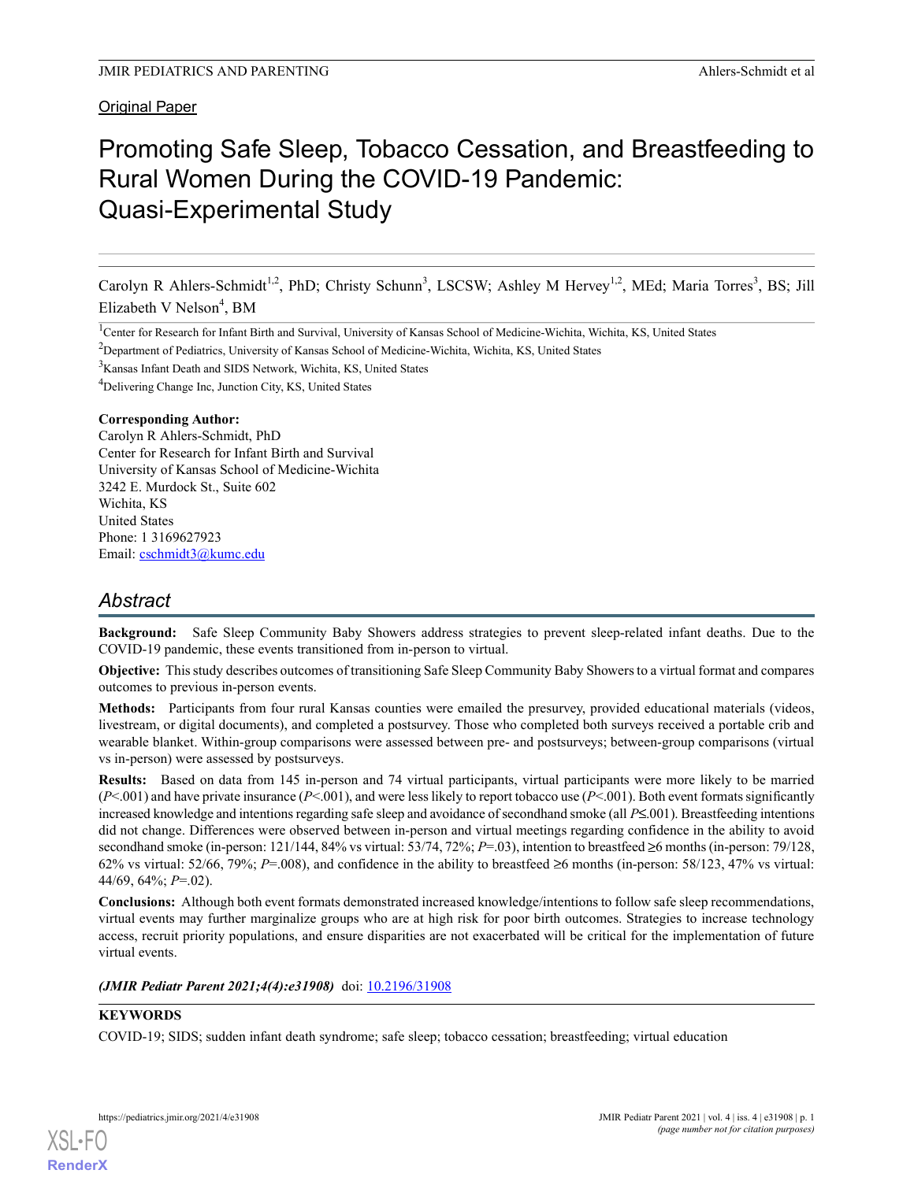Original Paper

# Promoting Safe Sleep, Tobacco Cessation, and Breastfeeding to Rural Women During the COVID-19 Pandemic: Quasi-Experimental Study

Carolyn R Ahlers-Schmidt[1,2], PhD; Christy Schunn[3], LSCSW; Ashley M Hervey[1,2], MEd; Maria Torres[3], BS; Jill Elizabeth V Nelson[4], BM

[1]Center for Research for Infant Birth and Survival, University of Kansas School of Medicine-Wichita, Wichita, KS, United States

[2]Department of Pediatrics, University of Kansas School of Medicine-Wichita, Wichita, KS, United States

[3]Kansas Infant Death and SIDS Network, Wichita, KS, United States

[4]Delivering Change Inc, Junction City, KS, United States

**Corresponding Author:**
Carolyn R Ahlers-Schmidt, PhD
Center for Research for Infant Birth and Survival
University of Kansas School of Medicine-Wichita
3242 E. Murdock St., Suite 602
Wichita, KS
United States
Phone: 1 3169627923
Email: cschmidt3@kumc.edu

## Abstract

**Background:** Safe Sleep Community Baby Showers address strategies to prevent sleep-related infant deaths. Due to the COVID-19 pandemic, these events transitioned from in-person to virtual.

**Objective:** This study describes outcomes of transitioning Safe Sleep Community Baby Showers to a virtual format and compares outcomes to previous in-person events.

**Methods:** Participants from four rural Kansas counties were emailed the presurvey, provided educational materials (videos, livestream, or digital documents), and completed a postsurvey. Those who completed both surveys received a portable crib and wearable blanket. Within-group comparisons were assessed between pre- and postsurveys; between-group comparisons (virtual vs in-person) were assessed by postsurveys.

**Results:** Based on data from 145 in-person and 74 virtual participants, virtual participants were more likely to be married ($P$<.001) and have private insurance ($P$<.001), and were less likely to report tobacco use ($P$<.001). Both event formats significantly increased knowledge and intentions regarding safe sleep and avoidance of secondhand smoke (all $P$≤.001). Breastfeeding intentions did not change. Differences were observed between in-person and virtual meetings regarding confidence in the ability to avoid secondhand smoke (in-person: 121/144, 84% vs virtual: 53/74, 72%; $P$=.03), intention to breastfeed ≥6 months (in-person: 79/128, 62% vs virtual: 52/66, 79%; $P$=.008), and confidence in the ability to breastfeed ≥6 months (in-person: 58/123, 47% vs virtual: 44/69, 64%; $P$=.02).

**Conclusions:** Although both event formats demonstrated increased knowledge/intentions to follow safe sleep recommendations, virtual events may further marginalize groups who are at high risk for poor birth outcomes. Strategies to increase technology access, recruit priority populations, and ensure disparities are not exacerbated will be critical for the implementation of future virtual events.

***(JMIR Pediatr Parent 2021;4(4):e31908)*** doi: 10.2196/31908

**KEYWORDS**

COVID-19; SIDS; sudden infant death syndrome; safe sleep; tobacco cessation; breastfeeding; virtual education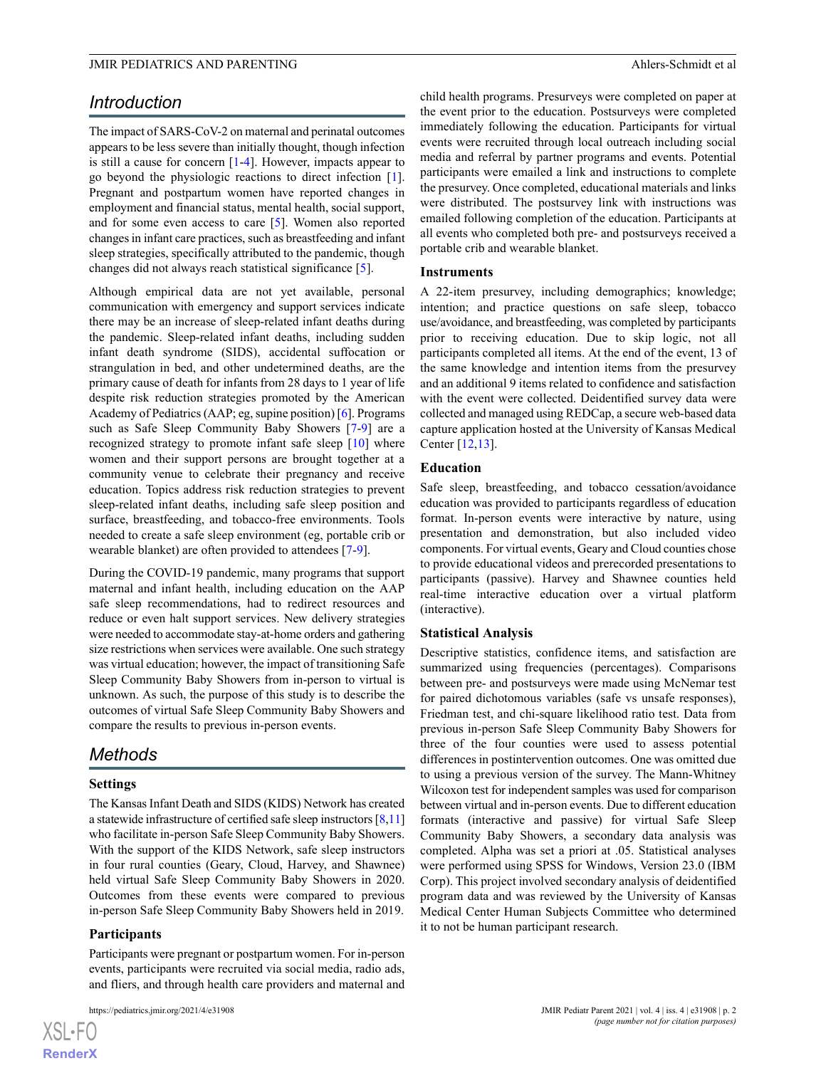## Introduction

The impact of SARS-CoV-2 on maternal and perinatal outcomes appears to be less severe than initially thought, though infection is still a cause for concern [1-4]. However, impacts appear to go beyond the physiologic reactions to direct infection [1]. Pregnant and postpartum women have reported changes in employment and financial status, mental health, social support, and for some even access to care [5]. Women also reported changes in infant care practices, such as breastfeeding and infant sleep strategies, specifically attributed to the pandemic, though changes did not always reach statistical significance [5].

Although empirical data are not yet available, personal communication with emergency and support services indicate there may be an increase of sleep-related infant deaths during the pandemic. Sleep-related infant deaths, including sudden infant death syndrome (SIDS), accidental suffocation or strangulation in bed, and other undetermined deaths, are the primary cause of death for infants from 28 days to 1 year of life despite risk reduction strategies promoted by the American Academy of Pediatrics (AAP; eg, supine position) [6]. Programs such as Safe Sleep Community Baby Showers [7-9] are a recognized strategy to promote infant safe sleep [10] where women and their support persons are brought together at a community venue to celebrate their pregnancy and receive education. Topics address risk reduction strategies to prevent sleep-related infant deaths, including safe sleep position and surface, breastfeeding, and tobacco-free environments. Tools needed to create a safe sleep environment (eg, portable crib or wearable blanket) are often provided to attendees [7-9].

During the COVID-19 pandemic, many programs that support maternal and infant health, including education on the AAP safe sleep recommendations, had to redirect resources and reduce or even halt support services. New delivery strategies were needed to accommodate stay-at-home orders and gathering size restrictions when services were available. One such strategy was virtual education; however, the impact of transitioning Safe Sleep Community Baby Showers from in-person to virtual is unknown. As such, the purpose of this study is to describe the outcomes of virtual Safe Sleep Community Baby Showers and compare the results to previous in-person events.

## Methods

### Settings

The Kansas Infant Death and SIDS (KIDS) Network has created a statewide infrastructure of certified safe sleep instructors [8,11] who facilitate in-person Safe Sleep Community Baby Showers. With the support of the KIDS Network, safe sleep instructors in four rural counties (Geary, Cloud, Harvey, and Shawnee) held virtual Safe Sleep Community Baby Showers in 2020. Outcomes from these events were compared to previous in-person Safe Sleep Community Baby Showers held in 2019.

### Participants

Participants were pregnant or postpartum women. For in-person events, participants were recruited via social media, radio ads, and fliers, and through health care providers and maternal and child health programs. Presurveys were completed on paper at the event prior to the education. Postsurveys were completed immediately following the education. Participants for virtual events were recruited through local outreach including social media and referral by partner programs and events. Potential participants were emailed a link and instructions to complete the presurvey. Once completed, educational materials and links were distributed. The postsurvey link with instructions was emailed following completion of the education. Participants at all events who completed both pre- and postsurveys received a portable crib and wearable blanket.

### Instruments

A 22-item presurvey, including demographics; knowledge; intention; and practice questions on safe sleep, tobacco use/avoidance, and breastfeeding, was completed by participants prior to receiving education. Due to skip logic, not all participants completed all items. At the end of the event, 13 of the same knowledge and intention items from the presurvey and an additional 9 items related to confidence and satisfaction with the event were collected. Deidentified survey data were collected and managed using REDCap, a secure web-based data capture application hosted at the University of Kansas Medical Center [12,13].

### Education

Safe sleep, breastfeeding, and tobacco cessation/avoidance education was provided to participants regardless of education format. In-person events were interactive by nature, using presentation and demonstration, but also included video components. For virtual events, Geary and Cloud counties chose to provide educational videos and prerecorded presentations to participants (passive). Harvey and Shawnee counties held real-time interactive education over a virtual platform (interactive).

### Statistical Analysis

Descriptive statistics, confidence items, and satisfaction are summarized using frequencies (percentages). Comparisons between pre- and postsurveys were made using McNemar test for paired dichotomous variables (safe vs unsafe responses), Friedman test, and chi-square likelihood ratio test. Data from previous in-person Safe Sleep Community Baby Showers for three of the four counties were used to assess potential differences in postintervention outcomes. One was omitted due to using a previous version of the survey. The Mann-Whitney Wilcoxon test for independent samples was used for comparison between virtual and in-person events. Due to different education formats (interactive and passive) for virtual Safe Sleep Community Baby Showers, a secondary data analysis was completed. Alpha was set a priori at .05. Statistical analyses were performed using SPSS for Windows, Version 23.0 (IBM Corp). This project involved secondary analysis of deidentified program data and was reviewed by the University of Kansas Medical Center Human Subjects Committee who determined it to not be human participant research.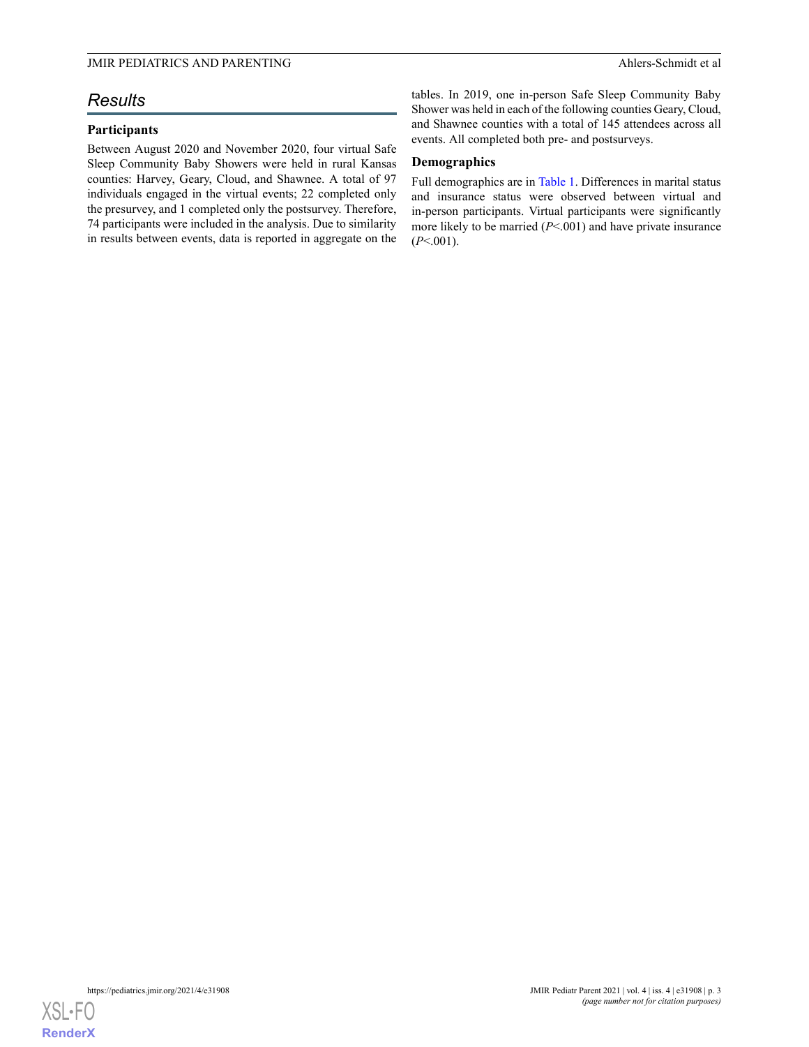## Results

### Participants

Between August 2020 and November 2020, four virtual Safe Sleep Community Baby Showers were held in rural Kansas counties: Harvey, Geary, Cloud, and Shawnee. A total of 97 individuals engaged in the virtual events; 22 completed only the presurvey, and 1 completed only the postsurvey. Therefore, 74 participants were included in the analysis. Due to similarity in results between events, data is reported in aggregate on the tables. In 2019, one in-person Safe Sleep Community Baby Shower was held in each of the following counties Geary, Cloud, and Shawnee counties with a total of 145 attendees across all events. All completed both pre- and postsurveys.

### Demographics

Full demographics are in Table 1. Differences in marital status and insurance status were observed between virtual and in-person participants. Virtual participants were significantly more likely to be married (*P*<.001) and have private insurance (*P*<.001).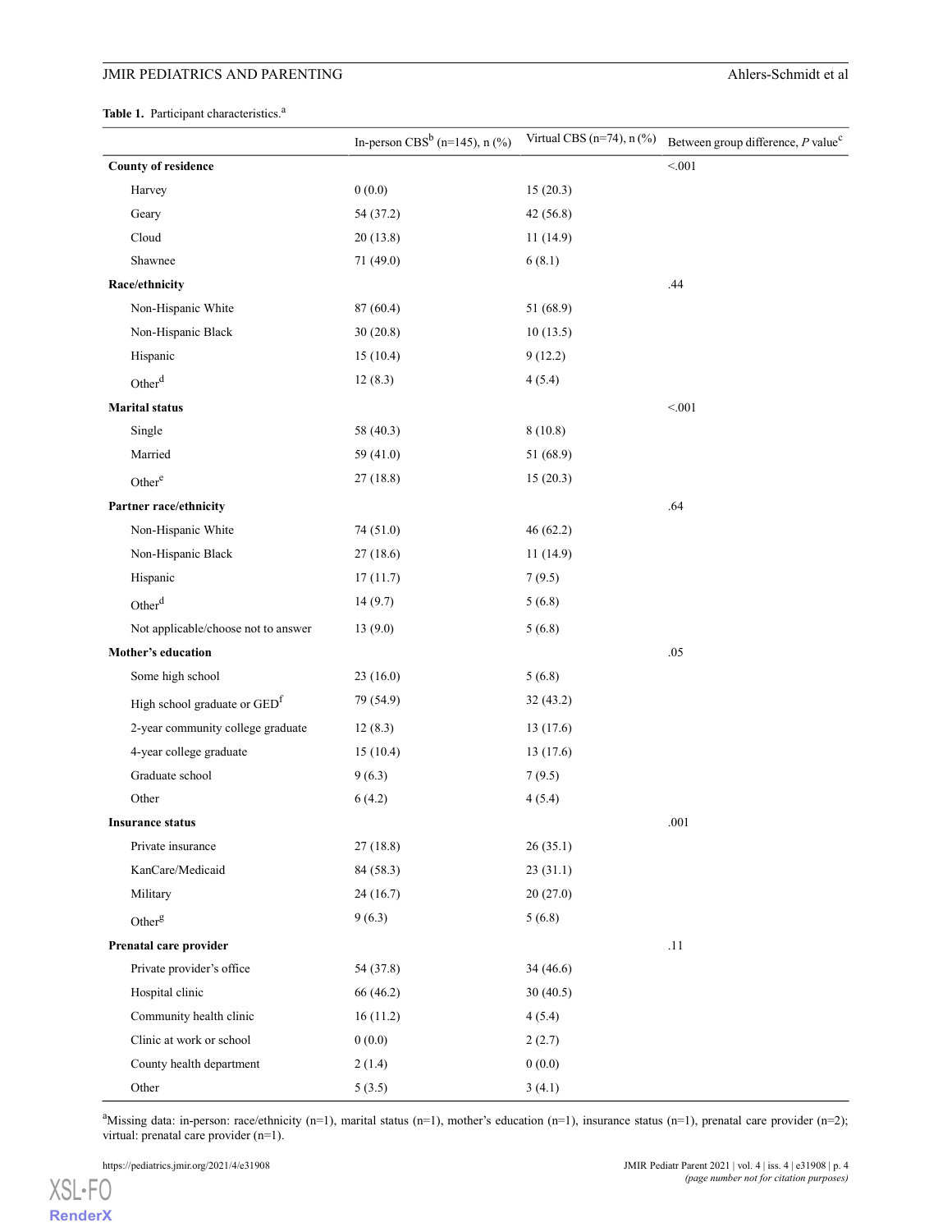**Table 1.** Participant characteristics.[a]

| | In-person CBS[b] (n=145), n (%) | Virtual CBS (n=74), n (%) | Between group difference, *P* value[c] |
|---|---|---|---|
| **County of residence** | | | <.001 |
| Harvey | 0 (0.0) | 15 (20.3) | |
| Geary | 54 (37.2) | 42 (56.8) | |
| Cloud | 20 (13.8) | 11 (14.9) | |
| Shawnee | 71 (49.0) | 6 (8.1) | |
| **Race/ethnicity** | | | .44 |
| Non-Hispanic White | 87 (60.4) | 51 (68.9) | |
| Non-Hispanic Black | 30 (20.8) | 10 (13.5) | |
| Hispanic | 15 (10.4) | 9 (12.2) | |
| Other[d] | 12 (8.3) | 4 (5.4) | |
| **Marital status** | | | <.001 |
| Single | 58 (40.3) | 8 (10.8) | |
| Married | 59 (41.0) | 51 (68.9) | |
| Other[e] | 27 (18.8) | 15 (20.3) | |
| **Partner race/ethnicity** | | | .64 |
| Non-Hispanic White | 74 (51.0) | 46 (62.2) | |
| Non-Hispanic Black | 27 (18.6) | 11 (14.9) | |
| Hispanic | 17 (11.7) | 7 (9.5) | |
| Other[d] | 14 (9.7) | 5 (6.8) | |
| Not applicable/choose not to answer | 13 (9.0) | 5 (6.8) | |
| **Mother's education** | | | .05 |
| Some high school | 23 (16.0) | 5 (6.8) | |
| High school graduate or GED[f] | 79 (54.9) | 32 (43.2) | |
| 2-year community college graduate | 12 (8.3) | 13 (17.6) | |
| 4-year college graduate | 15 (10.4) | 13 (17.6) | |
| Graduate school | 9 (6.3) | 7 (9.5) | |
| Other | 6 (4.2) | 4 (5.4) | |
| **Insurance status** | | | .001 |
| Private insurance | 27 (18.8) | 26 (35.1) | |
| KanCare/Medicaid | 84 (58.3) | 23 (31.1) | |
| Military | 24 (16.7) | 20 (27.0) | |
| Other[g] | 9 (6.3) | 5 (6.8) | |
| **Prenatal care provider** | | | .11 |
| Private provider's office | 54 (37.8) | 34 (46.6) | |
| Hospital clinic | 66 (46.2) | 30 (40.5) | |
| Community health clinic | 16 (11.2) | 4 (5.4) | |
| Clinic at work or school | 0 (0.0) | 2 (2.7) | |
| County health department | 2 (1.4) | 0 (0.0) | |
| Other | 5 (3.5) | 3 (4.1) | |

[a]Missing data: in-person: race/ethnicity (n=1), marital status (n=1), mother's education (n=1), insurance status (n=1), prenatal care provider (n=2); virtual: prenatal care provider (n=1).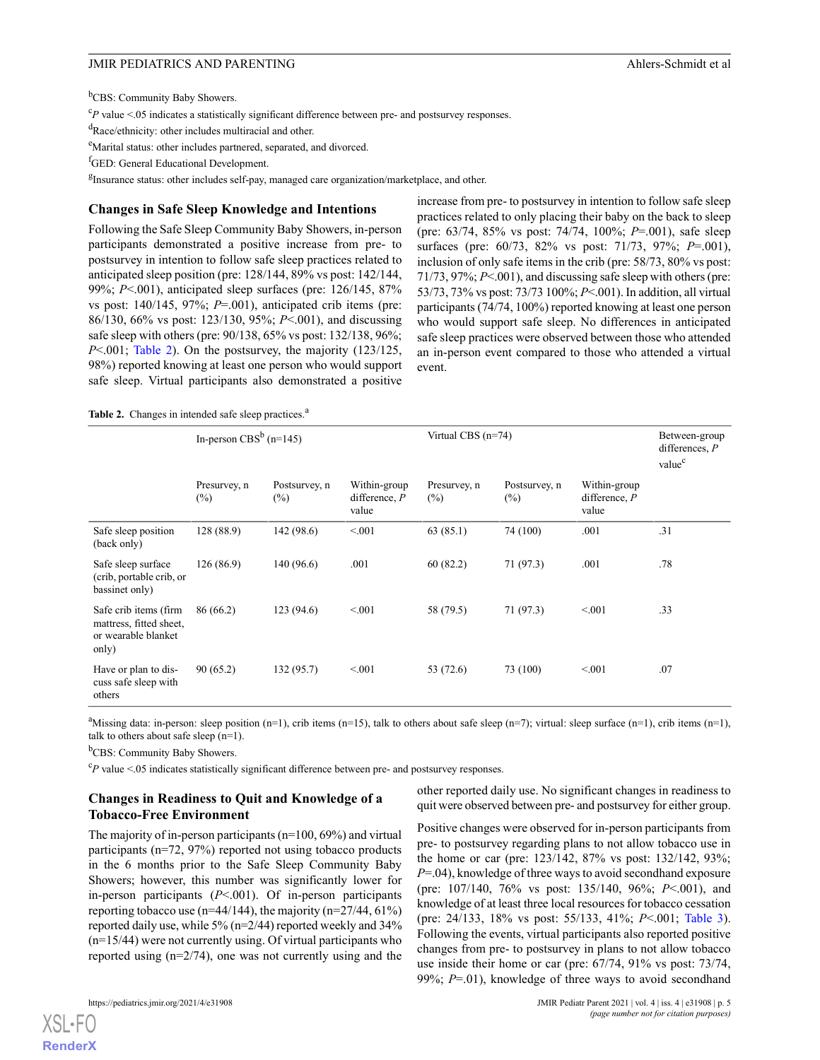[b]CBS: Community Baby Showers.

[c]*P* value <.05 indicates a statistically significant difference between pre- and postsurvey responses.

[d]Race/ethnicity: other includes multiracial and other.

[e]Marital status: other includes partnered, separated, and divorced.

[f]GED: General Educational Development.

[g]Insurance status: other includes self-pay, managed care organization/marketplace, and other.

### Changes in Safe Sleep Knowledge and Intentions

Following the Safe Sleep Community Baby Showers, in-person participants demonstrated a positive increase from pre- to postsurvey in intention to follow safe sleep practices related to anticipated sleep position (pre: 128/144, 89% vs post: 142/144, 99%; *P*<.001), anticipated sleep surfaces (pre: 126/145, 87% vs post: 140/145, 97%; *P*=.001), anticipated crib items (pre: 86/130, 66% vs post: 123/130, 95%; *P*<.001), and discussing safe sleep with others (pre: 90/138, 65% vs post: 132/138, 96%; *P*<.001; Table 2). On the postsurvey, the majority (123/125, 98%) reported knowing at least one person who would support safe sleep. Virtual participants also demonstrated a positive increase from pre- to postsurvey in intention to follow safe sleep practices related to only placing their baby on the back to sleep (pre: 63/74, 85% vs post: 74/74, 100%; *P*=.001), safe sleep surfaces (pre: 60/73, 82% vs post: 71/73, 97%; *P*=.001), inclusion of only safe items in the crib (pre: 58/73, 80% vs post: 71/73, 97%; *P*<.001), and discussing safe sleep with others (pre: 53/73, 73% vs post: 73/73 100%; *P*<.001). In addition, all virtual participants (74/74, 100%) reported knowing at least one person who would support safe sleep. No differences in anticipated safe sleep practices were observed between those who attended an in-person event compared to those who attended a virtual event.

**Table 2.** Changes in intended safe sleep practices.[a]

| | In-person CBS[b] (n=145) | | | Virtual CBS (n=74) | | | Between-group differences, *P* value[c] |
|---|---|---|---|---|---|---|---|
| | Presurvey, n (%) | Postsurvey, n (%) | Within-group difference, *P* value | Presurvey, n (%) | Postsurvey, n (%) | Within-group difference, *P* value | |
| Safe sleep position (back only) | 128 (88.9) | 142 (98.6) | <.001 | 63 (85.1) | 74 (100) | .001 | .31 |
| Safe sleep surface (crib, portable crib, or bassinet only) | 126 (86.9) | 140 (96.6) | .001 | 60 (82.2) | 71 (97.3) | .001 | .78 |
| Safe crib items (firm mattress, fitted sheet, or wearable blanket only) | 86 (66.2) | 123 (94.6) | <.001 | 58 (79.5) | 71 (97.3) | <.001 | .33 |
| Have or plan to discuss safe sleep with others | 90 (65.2) | 132 (95.7) | <.001 | 53 (72.6) | 73 (100) | <.001 | .07 |

[a]Missing data: in-person: sleep position (n=1), crib items (n=15), talk to others about safe sleep (n=7); virtual: sleep surface (n=1), crib items (n=1), talk to others about safe sleep (n=1).

[b]CBS: Community Baby Showers.

[c]*P* value <.05 indicates statistically significant difference between pre- and postsurvey responses.

### Changes in Readiness to Quit and Knowledge of a Tobacco-Free Environment

The majority of in-person participants (n=100, 69%) and virtual participants (n=72, 97%) reported not using tobacco products in the 6 months prior to the Safe Sleep Community Baby Showers; however, this number was significantly lower for in-person participants (*P*<.001). Of in-person participants reporting tobacco use (n=44/144), the majority (n=27/44, 61%) reported daily use, while 5% (n=2/44) reported weekly and 34% (n=15/44) were not currently using. Of virtual participants who reported using (n=2/74), one was not currently using and the other reported daily use. No significant changes in readiness to quit were observed between pre- and postsurvey for either group.

Positive changes were observed for in-person participants from pre- to postsurvey regarding plans to not allow tobacco use in the home or car (pre: 123/142, 87% vs post: 132/142, 93%; *P*=.04), knowledge of three ways to avoid secondhand exposure (pre: 107/140, 76% vs post: 135/140, 96%; *P*<.001), and knowledge of at least three local resources for tobacco cessation (pre: 24/133, 18% vs post: 55/133, 41%; *P*<.001; Table 3). Following the events, virtual participants also reported positive changes from pre- to postsurvey in plans to not allow tobacco use inside their home or car (pre: 67/74, 91% vs post: 73/74, 99%; *P*=.01), knowledge of three ways to avoid secondhand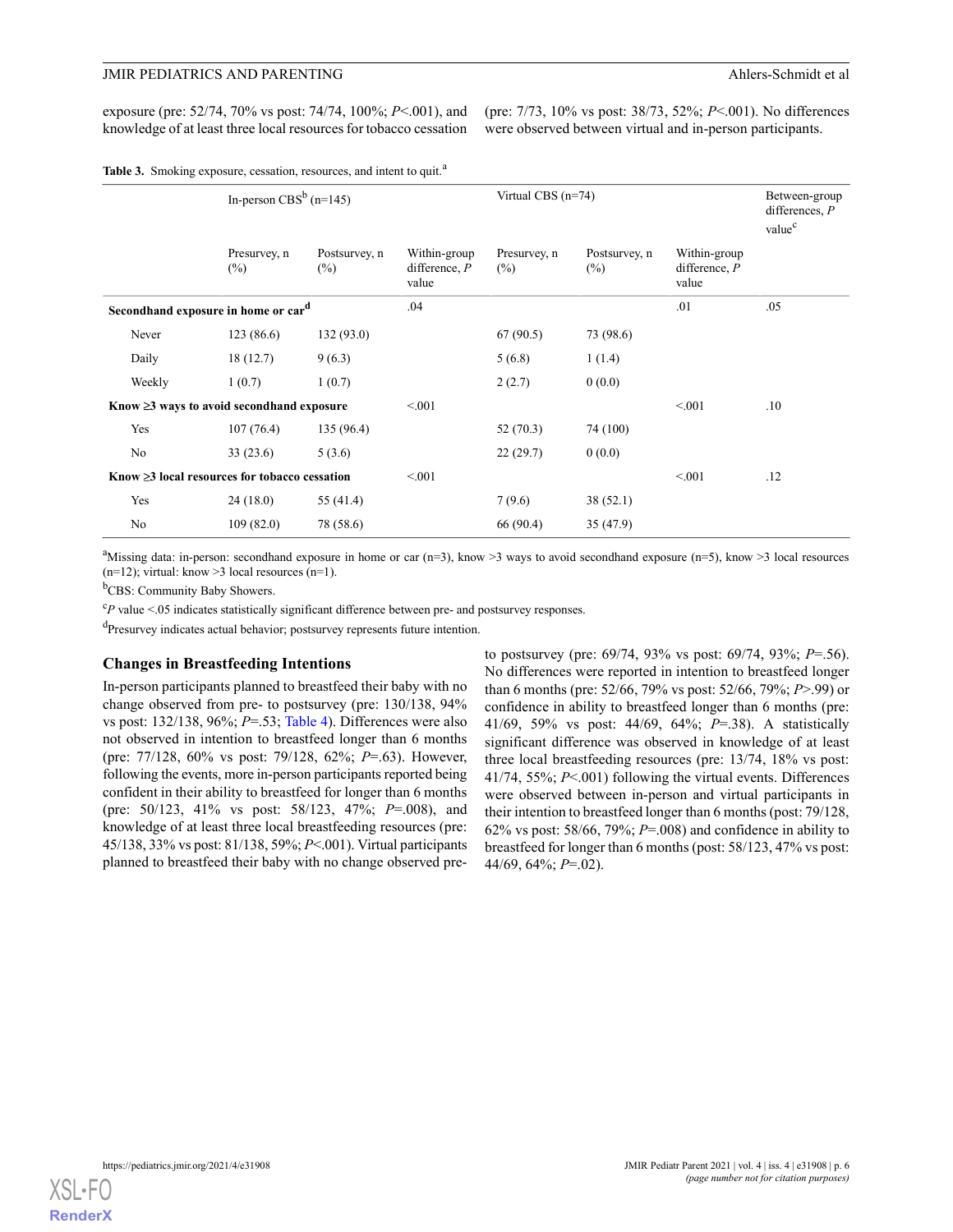exposure (pre: 52/74, 70% vs post: 74/74, 100%; *P*<.001), and knowledge of at least three local resources for tobacco cessation (pre: 7/73, 10% vs post: 38/73, 52%; *P*<.001). No differences were observed between virtual and in-person participants.

**Table 3.** Smoking exposure, cessation, resources, and intent to quit.[a]

| | In-person CBS[b] (n=145) | | | Virtual CBS (n=74) | | | Between-group differences, *P* value[c] |
|---|---|---|---|---|---|---|---|
| | Presurvey, n (%) | Postsurvey, n (%) | Within-group difference, *P* value | Presurvey, n (%) | Postsurvey, n (%) | Within-group difference, *P* value | |
| **Secondhand exposure in home or car[d]** | | | .04 | | | .01 | .05 |
| Never | 123 (86.6) | 132 (93.0) | | 67 (90.5) | 73 (98.6) | | |
| Daily | 18 (12.7) | 9 (6.3) | | 5 (6.8) | 1 (1.4) | | |
| Weekly | 1 (0.7) | 1 (0.7) | | 2 (2.7) | 0 (0.0) | | |
| **Know ≥3 ways to avoid secondhand exposure** | | | <.001 | | | <.001 | .10 |
| Yes | 107 (76.4) | 135 (96.4) | | 52 (70.3) | 74 (100) | | |
| No | 33 (23.6) | 5 (3.6) | | 22 (29.7) | 0 (0.0) | | |
| **Know ≥3 local resources for tobacco cessation** | | | <.001 | | | <.001 | .12 |
| Yes | 24 (18.0) | 55 (41.4) | | 7 (9.6) | 38 (52.1) | | |
| No | 109 (82.0) | 78 (58.6) | | 66 (90.4) | 35 (47.9) | | |

[a]Missing data: in-person: secondhand exposure in home or car (n=3), know >3 ways to avoid secondhand exposure (n=5), know >3 local resources (n=12); virtual: know >3 local resources (n=1).

[b]CBS: Community Baby Showers.

[c]*P* value <.05 indicates statistically significant difference between pre- and postsurvey responses.

[d]Presurvey indicates actual behavior; postsurvey represents future intention.

## Changes in Breastfeeding Intentions

In-person participants planned to breastfeed their baby with no change observed from pre- to postsurvey (pre: 130/138, 94% vs post: 132/138, 96%; *P*=.53; Table 4). Differences were also not observed in intention to breastfeed longer than 6 months (pre: 77/128, 60% vs post: 79/128, 62%; *P*=.63). However, following the events, more in-person participants reported being confident in their ability to breastfeed for longer than 6 months (pre: 50/123, 41% vs post: 58/123, 47%; *P*=.008), and knowledge of at least three local breastfeeding resources (pre: 45/138, 33% vs post: 81/138, 59%; *P*<.001). Virtual participants planned to breastfeed their baby with no change observed pre- to postsurvey (pre: 69/74, 93% vs post: 69/74, 93%; *P*=.56). No differences were reported in intention to breastfeed longer than 6 months (pre: 52/66, 79% vs post: 52/66, 79%; *P*>.99) or confidence in ability to breastfeed longer than 6 months (pre: 41/69, 59% vs post: 44/69, 64%; *P*=.38). A statistically significant difference was observed in knowledge of at least three local breastfeeding resources (pre: 13/74, 18% vs post: 41/74, 55%; *P*<.001) following the virtual events. Differences were observed between in-person and virtual participants in their intention to breastfeed longer than 6 months (post: 79/128, 62% vs post: 58/66, 79%; *P*=.008) and confidence in ability to breastfeed for longer than 6 months (post: 58/123, 47% vs post: 44/69, 64%; *P*=.02).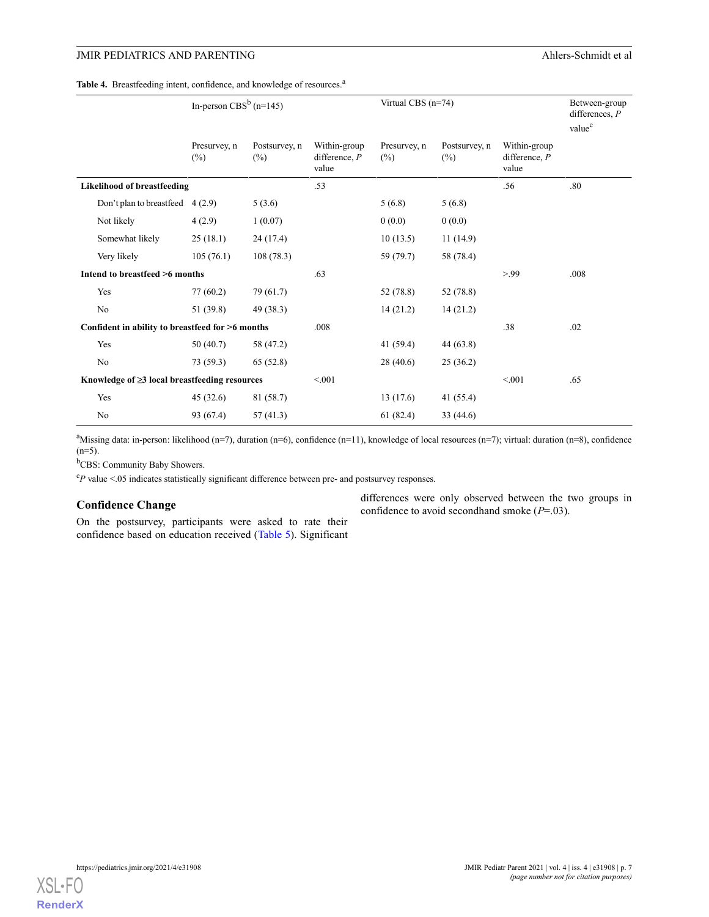**Table 4.** Breastfeeding intent, confidence, and knowledge of resources.[a]

| | In-person CBS[b] (n=145) | | | Virtual CBS (n=74) | | | Between-group differences, *P* value[c] |
|---|---|---|---|---|---|---|---|
| | Presurvey, n (%) | Postsurvey, n (%) | Within-group difference, *P* value | Presurvey, n (%) | Postsurvey, n (%) | Within-group difference, *P* value | |
| **Likelihood of breastfeeding** | | | .53 | | | .56 | .80 |
| Don't plan to breastfeed | 4 (2.9) | 5 (3.6) | | 5 (6.8) | 5 (6.8) | | |
| Not likely | 4 (2.9) | 1 (0.07) | | 0 (0.0) | 0 (0.0) | | |
| Somewhat likely | 25 (18.1) | 24 (17.4) | | 10 (13.5) | 11 (14.9) | | |
| Very likely | 105 (76.1) | 108 (78.3) | | 59 (79.7) | 58 (78.4) | | |
| **Intend to breastfeed >6 months** | | | .63 | | | >.99 | .008 |
| Yes | 77 (60.2) | 79 (61.7) | | 52 (78.8) | 52 (78.8) | | |
| No | 51 (39.8) | 49 (38.3) | | 14 (21.2) | 14 (21.2) | | |
| **Confident in ability to breastfeed for >6 months** | | | .008 | | | .38 | .02 |
| Yes | 50 (40.7) | 58 (47.2) | | 41 (59.4) | 44 (63.8) | | |
| No | 73 (59.3) | 65 (52.8) | | 28 (40.6) | 25 (36.2) | | |
| **Knowledge of ≥3 local breastfeeding resources** | | | <.001 | | | <.001 | .65 |
| Yes | 45 (32.6) | 81 (58.7) | | 13 (17.6) | 41 (55.4) | | |
| No | 93 (67.4) | 57 (41.3) | | 61 (82.4) | 33 (44.6) | | |

[a]Missing data: in-person: likelihood (n=7), duration (n=6), confidence (n=11), knowledge of local resources (n=7); virtual: duration (n=8), confidence (n=5).

[b]CBS: Community Baby Showers.

[c]*P* value <.05 indicates statistically significant difference between pre- and postsurvey responses.

### Confidence Change

On the postsurvey, participants were asked to rate their confidence based on education received (Table 5). Significant differences were only observed between the two groups in confidence to avoid secondhand smoke (*P*=.03).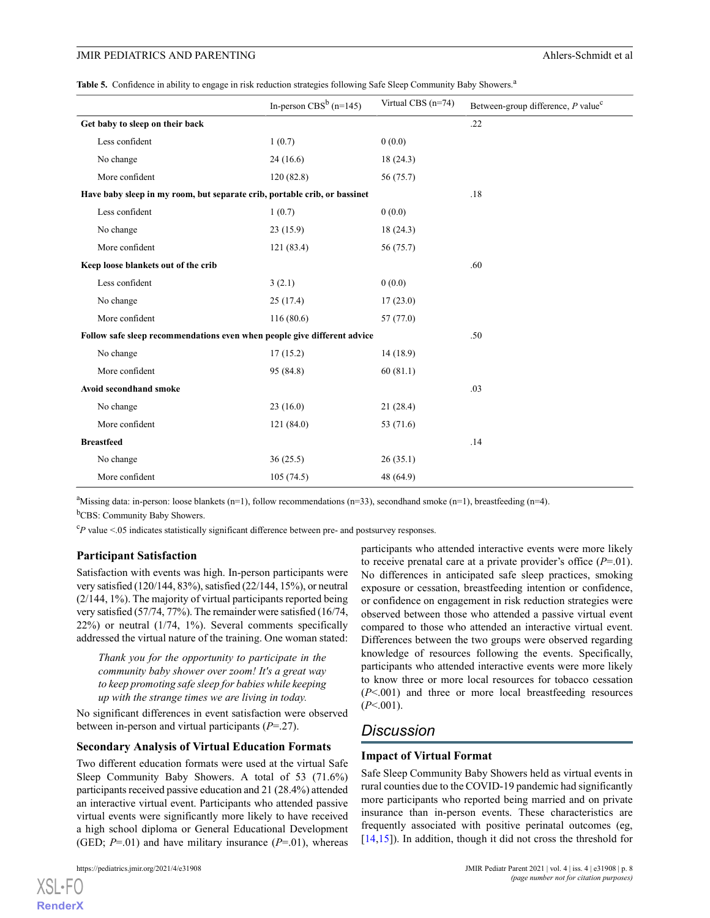**Table 5.** Confidence in ability to engage in risk reduction strategies following Safe Sleep Community Baby Showers.[a]

| | In-person CBS[b] (n=145) | Virtual CBS (n=74) | Between-group difference, *P* value[c] |
|---|---|---|---|
| **Get baby to sleep on their back** | | | .22 |
| Less confident | 1 (0.7) | 0 (0.0) | |
| No change | 24 (16.6) | 18 (24.3) | |
| More confident | 120 (82.8) | 56 (75.7) | |
| **Have baby sleep in my room, but separate crib, portable crib, or bassinet** | | | .18 |
| Less confident | 1 (0.7) | 0 (0.0) | |
| No change | 23 (15.9) | 18 (24.3) | |
| More confident | 121 (83.4) | 56 (75.7) | |
| **Keep loose blankets out of the crib** | | | .60 |
| Less confident | 3 (2.1) | 0 (0.0) | |
| No change | 25 (17.4) | 17 (23.0) | |
| More confident | 116 (80.6) | 57 (77.0) | |
| **Follow safe sleep recommendations even when people give different advice** | | | .50 |
| No change | 17 (15.2) | 14 (18.9) | |
| More confident | 95 (84.8) | 60 (81.1) | |
| **Avoid secondhand smoke** | | | .03 |
| No change | 23 (16.0) | 21 (28.4) | |
| More confident | 121 (84.0) | 53 (71.6) | |
| **Breastfeed** | | | .14 |
| No change | 36 (25.5) | 26 (35.1) | |
| More confident | 105 (74.5) | 48 (64.9) | |

[a]Missing data: in-person: loose blankets (n=1), follow recommendations (n=33), secondhand smoke (n=1), breastfeeding (n=4).

[b]CBS: Community Baby Showers.

[c]*P* value <.05 indicates statistically significant difference between pre- and postsurvey responses.

### Participant Satisfaction

Satisfaction with events was high. In-person participants were very satisfied (120/144, 83%), satisfied (22/144, 15%), or neutral (2/144, 1%). The majority of virtual participants reported being very satisfied (57/74, 77%). The remainder were satisfied (16/74, 22%) or neutral (1/74, 1%). Several comments specifically addressed the virtual nature of the training. One woman stated:

> *Thank you for the opportunity to participate in the community baby shower over zoom! It's a great way to keep promoting safe sleep for babies while keeping up with the strange times we are living in today.*

No significant differences in event satisfaction were observed between in-person and virtual participants (*P*=.27).

### Secondary Analysis of Virtual Education Formats

Two different education formats were used at the virtual Safe Sleep Community Baby Showers. A total of 53 (71.6%) participants received passive education and 21 (28.4%) attended an interactive virtual event. Participants who attended passive virtual events were significantly more likely to have received a high school diploma or General Educational Development (GED; *P*=.01) and have military insurance (*P*=.01), whereas participants who attended interactive events were more likely to receive prenatal care at a private provider's office (*P*=.01). No differences in anticipated safe sleep practices, smoking exposure or cessation, breastfeeding intention or confidence, or confidence on engagement in risk reduction strategies were observed between those who attended a passive virtual event compared to those who attended an interactive virtual event. Differences between the two groups were observed regarding knowledge of resources following the events. Specifically, participants who attended interactive events were more likely to know three or more local resources for tobacco cessation (*P*<.001) and three or more local breastfeeding resources (*P*<.001).

## Discussion

### Impact of Virtual Format

Safe Sleep Community Baby Showers held as virtual events in rural counties due to the COVID-19 pandemic had significantly more participants who reported being married and on private insurance than in-person events. These characteristics are frequently associated with positive perinatal outcomes (eg, [14,15]). In addition, though it did not cross the threshold for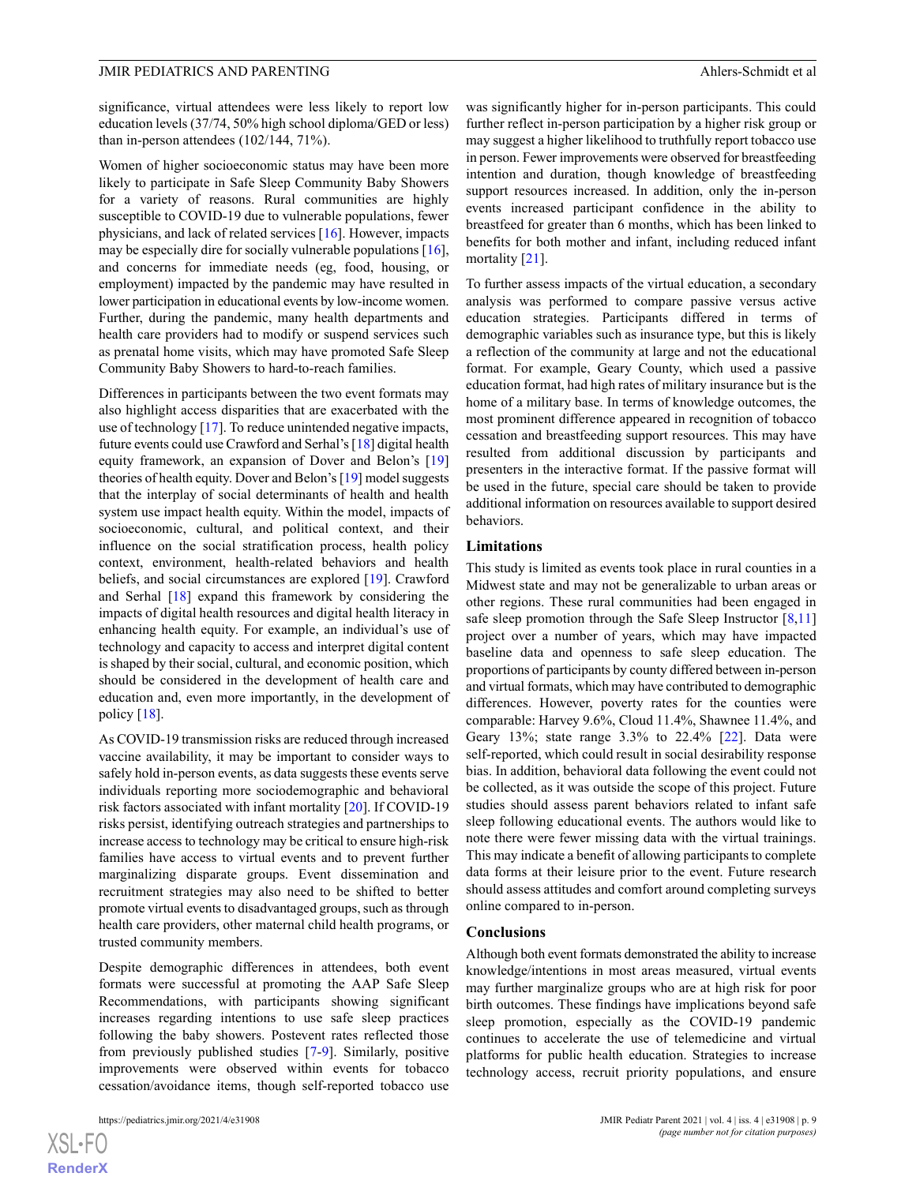significance, virtual attendees were less likely to report low education levels (37/74, 50% high school diploma/GED or less) than in-person attendees (102/144, 71%).

Women of higher socioeconomic status may have been more likely to participate in Safe Sleep Community Baby Showers for a variety of reasons. Rural communities are highly susceptible to COVID-19 due to vulnerable populations, fewer physicians, and lack of related services [16]. However, impacts may be especially dire for socially vulnerable populations [16], and concerns for immediate needs (eg, food, housing, or employment) impacted by the pandemic may have resulted in lower participation in educational events by low-income women. Further, during the pandemic, many health departments and health care providers had to modify or suspend services such as prenatal home visits, which may have promoted Safe Sleep Community Baby Showers to hard-to-reach families.

Differences in participants between the two event formats may also highlight access disparities that are exacerbated with the use of technology [17]. To reduce unintended negative impacts, future events could use Crawford and Serhal's [18] digital health equity framework, an expansion of Dover and Belon's [19] theories of health equity. Dover and Belon's [19] model suggests that the interplay of social determinants of health and health system use impact health equity. Within the model, impacts of socioeconomic, cultural, and political context, and their influence on the social stratification process, health policy context, environment, health-related behaviors and health beliefs, and social circumstances are explored [19]. Crawford and Serhal [18] expand this framework by considering the impacts of digital health resources and digital health literacy in enhancing health equity. For example, an individual's use of technology and capacity to access and interpret digital content is shaped by their social, cultural, and economic position, which should be considered in the development of health care and education and, even more importantly, in the development of policy [18].

As COVID-19 transmission risks are reduced through increased vaccine availability, it may be important to consider ways to safely hold in-person events, as data suggests these events serve individuals reporting more sociodemographic and behavioral risk factors associated with infant mortality [20]. If COVID-19 risks persist, identifying outreach strategies and partnerships to increase access to technology may be critical to ensure high-risk families have access to virtual events and to prevent further marginalizing disparate groups. Event dissemination and recruitment strategies may also need to be shifted to better promote virtual events to disadvantaged groups, such as through health care providers, other maternal child health programs, or trusted community members.

Despite demographic differences in attendees, both event formats were successful at promoting the AAP Safe Sleep Recommendations, with participants showing significant increases regarding intentions to use safe sleep practices following the baby showers. Postevent rates reflected those from previously published studies [7-9]. Similarly, positive improvements were observed within events for tobacco cessation/avoidance items, though self-reported tobacco use was significantly higher for in-person participants. This could further reflect in-person participation by a higher risk group or may suggest a higher likelihood to truthfully report tobacco use in person. Fewer improvements were observed for breastfeeding intention and duration, though knowledge of breastfeeding support resources increased. In addition, only the in-person events increased participant confidence in the ability to breastfeed for greater than 6 months, which has been linked to benefits for both mother and infant, including reduced infant mortality [21].

To further assess impacts of the virtual education, a secondary analysis was performed to compare passive versus active education strategies. Participants differed in terms of demographic variables such as insurance type, but this is likely a reflection of the community at large and not the educational format. For example, Geary County, which used a passive education format, had high rates of military insurance but is the home of a military base. In terms of knowledge outcomes, the most prominent difference appeared in recognition of tobacco cessation and breastfeeding support resources. This may have resulted from additional discussion by participants and presenters in the interactive format. If the passive format will be used in the future, special care should be taken to provide additional information on resources available to support desired behaviors.

## Limitations

This study is limited as events took place in rural counties in a Midwest state and may not be generalizable to urban areas or other regions. These rural communities had been engaged in safe sleep promotion through the Safe Sleep Instructor [8,11] project over a number of years, which may have impacted baseline data and openness to safe sleep education. The proportions of participants by county differed between in-person and virtual formats, which may have contributed to demographic differences. However, poverty rates for the counties were comparable: Harvey 9.6%, Cloud 11.4%, Shawnee 11.4%, and Geary 13%; state range 3.3% to 22.4% [22]. Data were self-reported, which could result in social desirability response bias. In addition, behavioral data following the event could not be collected, as it was outside the scope of this project. Future studies should assess parent behaviors related to infant safe sleep following educational events. The authors would like to note there were fewer missing data with the virtual trainings. This may indicate a benefit of allowing participants to complete data forms at their leisure prior to the event. Future research should assess attitudes and comfort around completing surveys online compared to in-person.

## Conclusions

Although both event formats demonstrated the ability to increase knowledge/intentions in most areas measured, virtual events may further marginalize groups who are at high risk for poor birth outcomes. These findings have implications beyond safe sleep promotion, especially as the COVID-19 pandemic continues to accelerate the use of telemedicine and virtual platforms for public health education. Strategies to increase technology access, recruit priority populations, and ensure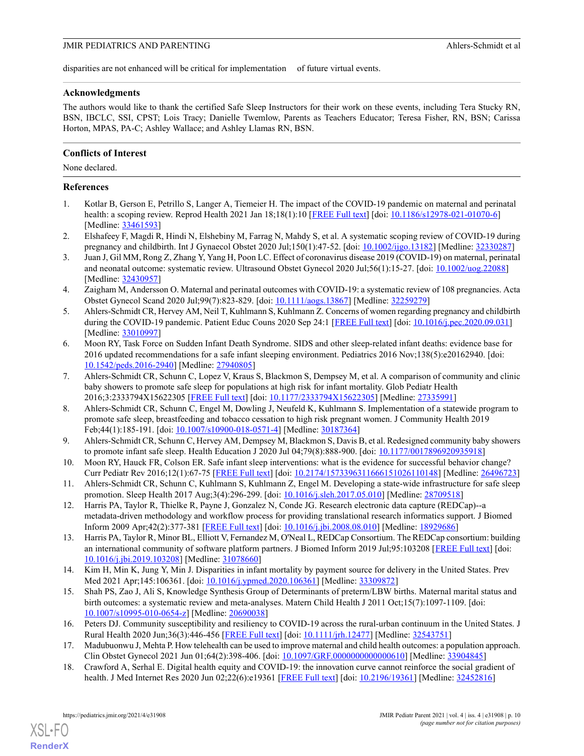disparities are not enhanced will be critical for implementation of future virtual events.

## Acknowledgments

The authors would like to thank the certified Safe Sleep Instructors for their work on these events, including Tera Stucky RN, BSN, IBCLC, SSI, CPST; Lois Tracy; Danielle Twemlow, Parents as Teachers Educator; Teresa Fisher, RN, BSN; Carissa Horton, MPAS, PA-C; Ashley Wallace; and Ashley Llamas RN, BSN.

## Conflicts of Interest

None declared.

## References

1. Kotlar B, Gerson E, Petrillo S, Langer A, Tiemeier H. The impact of the COVID-19 pandemic on maternal and perinatal health: a scoping review. Reprod Health 2021 Jan 18;18(1):10 [FREE Full text] [doi: 10.1186/s12978-021-01070-6] [Medline: 33461593]
2. Elshafeey F, Magdi R, Hindi N, Elshebiny M, Farrag N, Mahdy S, et al. A systematic scoping review of COVID-19 during pregnancy and childbirth. Int J Gynaecol Obstet 2020 Jul;150(1):47-52. [doi: 10.1002/ijgo.13182] [Medline: 32330287]
3. Juan J, Gil MM, Rong Z, Zhang Y, Yang H, Poon LC. Effect of coronavirus disease 2019 (COVID-19) on maternal, perinatal and neonatal outcome: systematic review. Ultrasound Obstet Gynecol 2020 Jul;56(1):15-27. [doi: 10.1002/uog.22088] [Medline: 32430957]
4. Zaigham M, Andersson O. Maternal and perinatal outcomes with COVID-19: a systematic review of 108 pregnancies. Acta Obstet Gynecol Scand 2020 Jul;99(7):823-829. [doi: 10.1111/aogs.13867] [Medline: 32259279]
5. Ahlers-Schmidt CR, Hervey AM, Neil T, Kuhlmann S, Kuhlmann Z. Concerns of women regarding pregnancy and childbirth during the COVID-19 pandemic. Patient Educ Couns 2020 Sep 24:1 [FREE Full text] [doi: 10.1016/j.pec.2020.09.031] [Medline: 33010997]
6. Moon RY, Task Force on Sudden Infant Death Syndrome. SIDS and other sleep-related infant deaths: evidence base for 2016 updated recommendations for a safe infant sleeping environment. Pediatrics 2016 Nov;138(5):e20162940. [doi: 10.1542/peds.2016-2940] [Medline: 27940805]
7. Ahlers-Schmidt CR, Schunn C, Lopez V, Kraus S, Blackmon S, Dempsey M, et al. A comparison of community and clinic baby showers to promote safe sleep for populations at high risk for infant mortality. Glob Pediatr Health 2016;3:2333794X15622305 [FREE Full text] [doi: 10.1177/2333794X15622305] [Medline: 27335991]
8. Ahlers-Schmidt CR, Schunn C, Engel M, Dowling J, Neufeld K, Kuhlmann S. Implementation of a statewide program to promote safe sleep, breastfeeding and tobacco cessation to high risk pregnant women. J Community Health 2019 Feb;44(1):185-191. [doi: 10.1007/s10900-018-0571-4] [Medline: 30187364]
9. Ahlers-Schmidt CR, Schunn C, Hervey AM, Dempsey M, Blackmon S, Davis B, et al. Redesigned community baby showers to promote infant safe sleep. Health Education J 2020 Jul 04;79(8):888-900. [doi: 10.1177/0017896920935918]
10. Moon RY, Hauck FR, Colson ER. Safe infant sleep interventions: what is the evidence for successful behavior change? Curr Pediatr Rev 2016;12(1):67-75 [FREE Full text] [doi: 10.2174/1573396311666151026110148] [Medline: 26496723]
11. Ahlers-Schmidt CR, Schunn C, Kuhlmann S, Kuhlmann Z, Engel M. Developing a state-wide infrastructure for safe sleep promotion. Sleep Health 2017 Aug;3(4):296-299. [doi: 10.1016/j.sleh.2017.05.010] [Medline: 28709518]
12. Harris PA, Taylor R, Thielke R, Payne J, Gonzalez N, Conde JG. Research electronic data capture (REDCap)--a metadata-driven methodology and workflow process for providing translational research informatics support. J Biomed Inform 2009 Apr;42(2):377-381 [FREE Full text] [doi: 10.1016/j.jbi.2008.08.010] [Medline: 18929686]
13. Harris PA, Taylor R, Minor BL, Elliott V, Fernandez M, O'Neal L, REDCap Consortium. The REDCap consortium: building an international community of software platform partners. J Biomed Inform 2019 Jul;95:103208 [FREE Full text] [doi: 10.1016/j.jbi.2019.103208] [Medline: 31078660]
14. Kim H, Min K, Jung Y, Min J. Disparities in infant mortality by payment source for delivery in the United States. Prev Med 2021 Apr;145:106361. [doi: 10.1016/j.ypmed.2020.106361] [Medline: 33309872]
15. Shah PS, Zao J, Ali S, Knowledge Synthesis Group of Determinants of preterm/LBW births. Maternal marital status and birth outcomes: a systematic review and meta-analyses. Matern Child Health J 2011 Oct;15(7):1097-1109. [doi: 10.1007/s10995-010-0654-z] [Medline: 20690038]
16. Peters DJ. Community susceptibility and resiliency to COVID-19 across the rural-urban continuum in the United States. J Rural Health 2020 Jun;36(3):446-456 [FREE Full text] [doi: 10.1111/jrh.12477] [Medline: 32543751]
17. Madubuonwu J, Mehta P. How telehealth can be used to improve maternal and child health outcomes: a population approach. Clin Obstet Gynecol 2021 Jun 01;64(2):398-406. [doi: 10.1097/GRF.0000000000000610] [Medline: 33904845]
18. Crawford A, Serhal E. Digital health equity and COVID-19: the innovation curve cannot reinforce the social gradient of health. J Med Internet Res 2020 Jun 02;22(6):e19361 [FREE Full text] [doi: 10.2196/19361] [Medline: 32452816]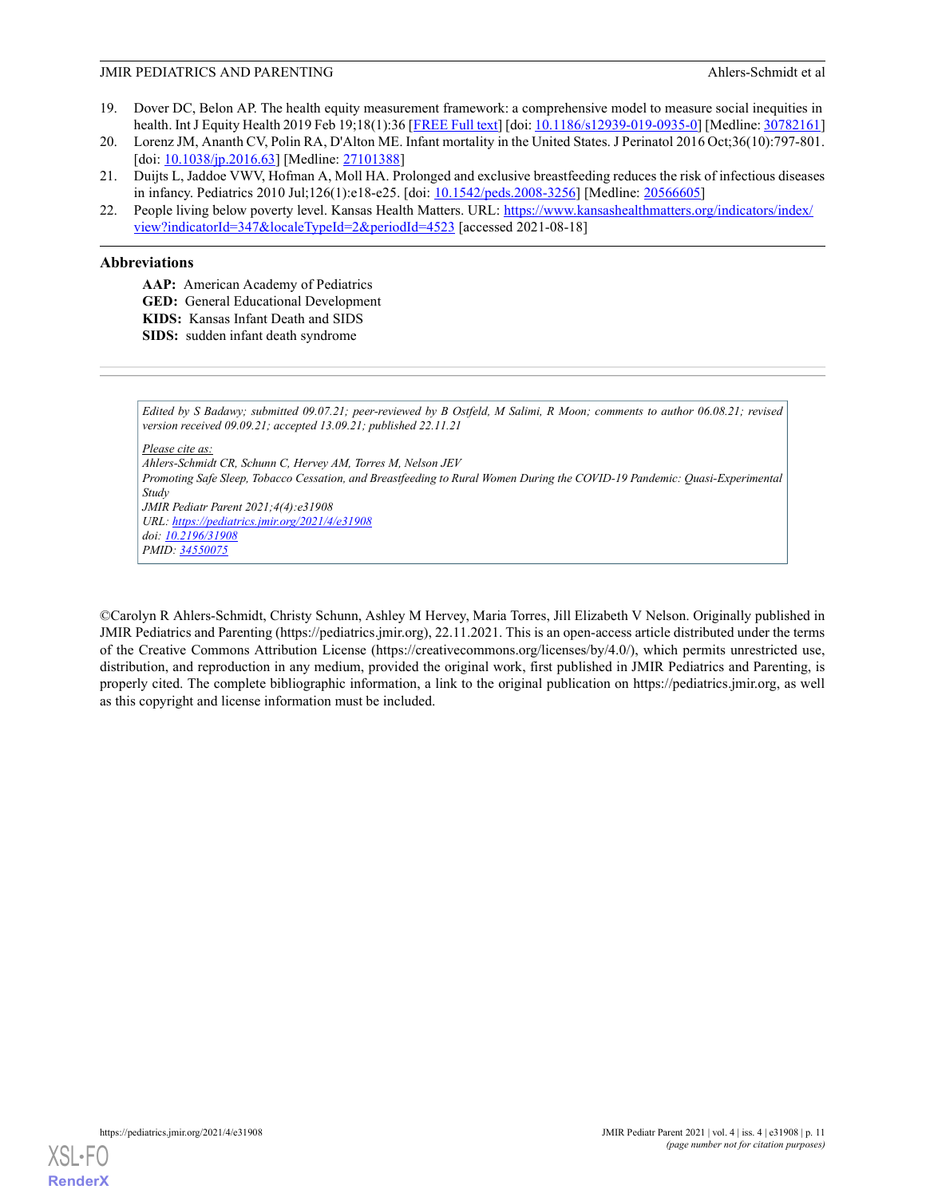19. Dover DC, Belon AP. The health equity measurement framework: a comprehensive model to measure social inequities in health. Int J Equity Health 2019 Feb 19;18(1):36 [FREE Full text] [doi: 10.1186/s12939-019-0935-0] [Medline: 30782161]
20. Lorenz JM, Ananth CV, Polin RA, D'Alton ME. Infant mortality in the United States. J Perinatol 2016 Oct;36(10):797-801. [doi: 10.1038/jp.2016.63] [Medline: 27101388]
21. Duijts L, Jaddoe VWV, Hofman A, Moll HA. Prolonged and exclusive breastfeeding reduces the risk of infectious diseases in infancy. Pediatrics 2010 Jul;126(1):e18-e25. [doi: 10.1542/peds.2008-3256] [Medline: 20566605]
22. People living below poverty level. Kansas Health Matters. URL: https://www.kansashealthmatters.org/indicators/index/view?indicatorId=347&localeTypeId=2&periodId=4523 [accessed 2021-08-18]

## Abbreviations

**AAP:** American Academy of Pediatrics
**GED:** General Educational Development
**KIDS:** Kansas Infant Death and SIDS
**SIDS:** sudden infant death syndrome

*Edited by S Badawy; submitted 09.07.21; peer-reviewed by B Ostfeld, M Salimi, R Moon; comments to author 06.08.21; revised version received 09.09.21; accepted 13.09.21; published 22.11.21*

*Please cite as:*
*Ahlers-Schmidt CR, Schunn C, Hervey AM, Torres M, Nelson JEV*
*Promoting Safe Sleep, Tobacco Cessation, and Breastfeeding to Rural Women During the COVID-19 Pandemic: Quasi-Experimental Study*
*JMIR Pediatr Parent 2021;4(4):e31908*
*URL: https://pediatrics.jmir.org/2021/4/e31908*
*doi: 10.2196/31908*
*PMID: 34550075*

©Carolyn R Ahlers-Schmidt, Christy Schunn, Ashley M Hervey, Maria Torres, Jill Elizabeth V Nelson. Originally published in JMIR Pediatrics and Parenting (https://pediatrics.jmir.org), 22.11.2021. This is an open-access article distributed under the terms of the Creative Commons Attribution License (https://creativecommons.org/licenses/by/4.0/), which permits unrestricted use, distribution, and reproduction in any medium, provided the original work, first published in JMIR Pediatrics and Parenting, is properly cited. The complete bibliographic information, a link to the original publication on https://pediatrics.jmir.org, as well as this copyright and license information must be included.